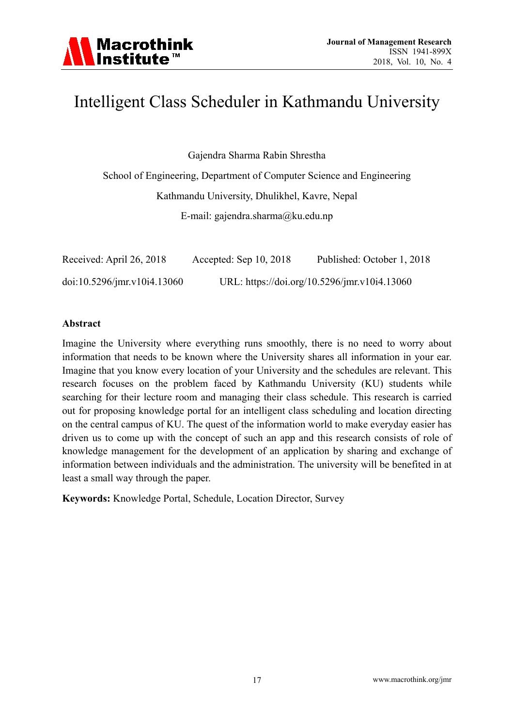# Intelligent Class Scheduler in Kathmandu University

Gajendra Sharma Rabin Shrestha

School of Engineering, Department of Computer Science and Engineering

Kathmandu University, Dhulikhel, Kavre, Nepal

E-mail: gajendra.sharma@ku.edu.np

Received: April 26, 2018 Accepted: Sep 10, 2018 Published: October 1, 2018

doi:10.5296/jmr.v10i4.13060 URL: https://doi.org/10.5296/jmr.v10i4.13060

## Abstract

Imagine the University where everything runs smoothly, there is no need to worry about information that needs to be known where the University shares all information in your ear. Imagine that you know every location of your University and the schedules are relevant. This research focuses on the problem faced by Kathmandu University (KU) students while searching for their lecture room and managing their class schedule. This research is carried out for proposing knowledge portal for an intelligent class scheduling and location directing on the central campus of KU. The quest of the information world to make everyday easier has driven us to come up with the concept of such an app and this research consists of role of knowledge management for the development of an application by sharing and exchange of information between individuals and the administration. The university will be benefited in at least a small way through the paper.

**Keywords:** Knowledge Portal, Schedule, Location Director, Survey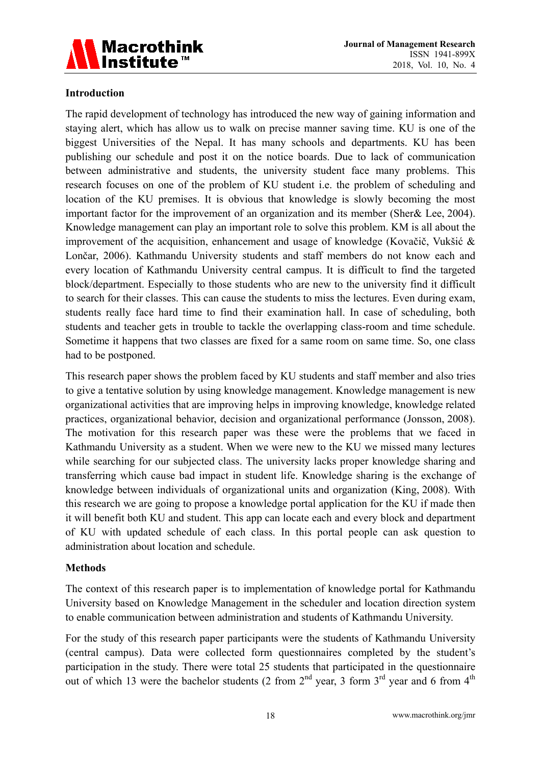**Introduction**

The rapid development of technology has introduced the new way of gaining information and staying alert, which has allow us to walk on precise manner saving time. KU is one of the biggest Universities of the Nepal. It has many schools and departments. KU has been publishing our schedule and post it on the notice boards. Due to lack of communication between administrative and students, the university student face many problems. This research focuses on one of the problem of KU student i.e. the problem of scheduling and location of the KU premises. It is obvious that knowledge is slowly becoming the most important factor for the improvement of an organization and its member (Sher& Lee, 2004). Knowledge management can play an important role to solve this problem. KM is all about the improvement of the acquisition, enhancement and usage of knowledge (Kovačič, Vukšić & Lončar, 2006). Kathmandu University students and staff members do not know each and every location of Kathmandu University central campus. It is difficult to find the targeted block/department. Especially to those students who are new to the university find it difficult to search for their classes. This can cause the students to miss the lectures. Even during exam, students really face hard time to find their examination hall. In case of scheduling, both students and teacher gets in trouble to tackle the overlapping class-room and time schedule. Sometime it happens that two classes are fixed for a same room on same time. So, one class had to be postponed.

This research paper shows the problem faced by KU students and staff member and also tries to give a tentative solution by using knowledge management. Knowledge management is new organizational activities that are improving helps in improving knowledge, knowledge related practices, organizational behavior, decision and organizational performance (Jonsson, 2008). The motivation for this research paper was these were the problems that we faced in Kathmandu University as a student. When we were new to the KU we missed many lectures while searching for our subjected class. The university lacks proper knowledge sharing and transferring which cause bad impact in student life. Knowledge sharing is the exchange of knowledge between individuals of organizational units and organization (King, 2008). With this research we are going to propose a knowledge portal application for the KU if made then it will benefit both KU and student. This app can locate each and every block and department of KU with updated schedule of each class. In this portal people can ask question to administration about location and schedule.

**Methods**

The context of this research paper is to implementation of knowledge portal for Kathmandu University based on Knowledge Management in the scheduler and location direction system to enable communication between administration and students of Kathmandu University.

For the study of this research paper participants were the students of Kathmandu University (central campus). Data were collected form questionnaires completed by the student's participation in the study. There were total 25 students that participated in the questionnaire out of which 13 were the bachelor students (2 from 2nd year, 3 form 3rd year and 6 from 4th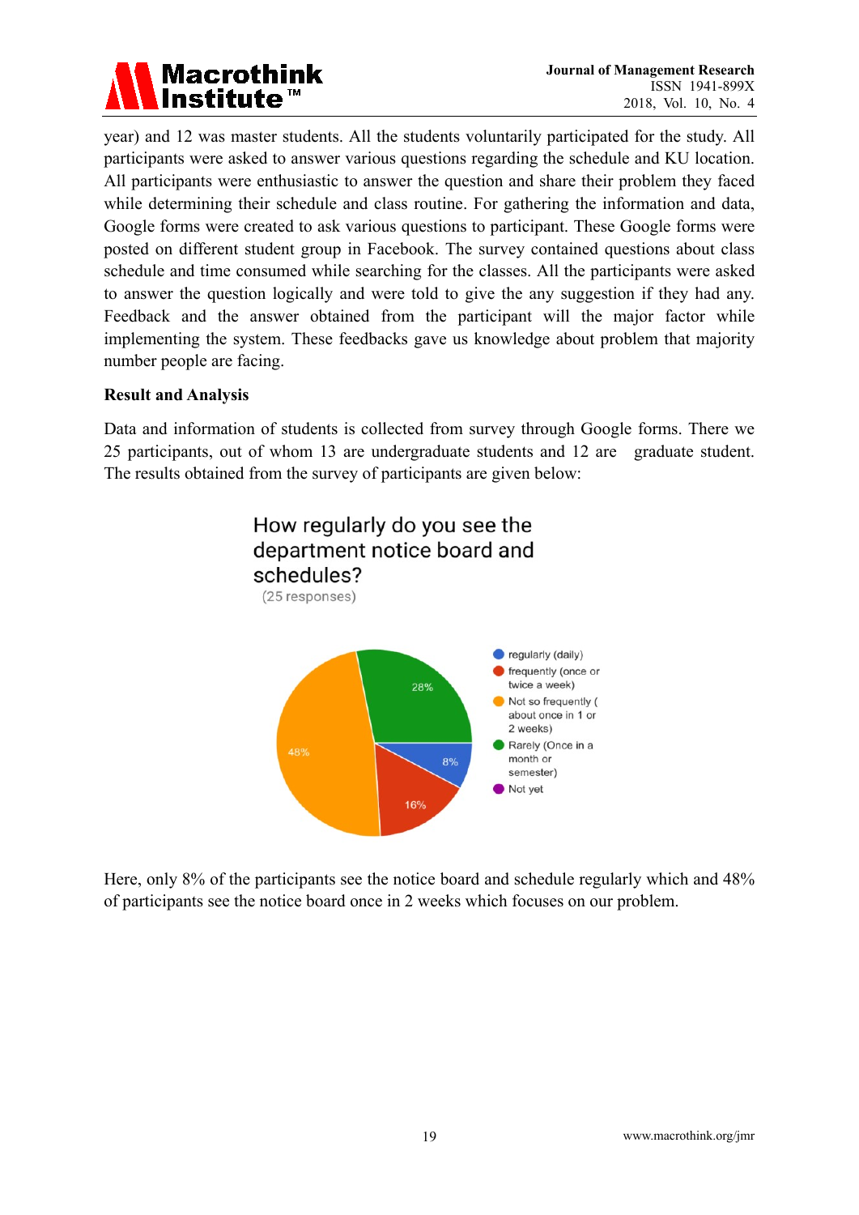year) and 12 was master students. All the students voluntarily participated for the study. All participants were asked to answer various questions regarding the schedule and KU location. All participants were enthusiastic to answer the question and share their problem they faced while determining their schedule and class routine. For gathering the information and data, Google forms were created to ask various questions to participant. These Google forms were posted on different student group in Facebook. The survey contained questions about class schedule and time consumed while searching for the classes. All the participants were asked to answer the question logically and were told to give the any suggestion if they had any. Feedback and the answer obtained from the participant will the major factor while implementing the system. These feedbacks gave us knowledge about problem that majority number people are facing.

**Result and Analysis**

Data and information of students is collected from survey through Google forms. There we 25 participants, out of whom 13 are undergraduate students and 12 are graduate student. The results obtained from the survey of participants are given below:

How regularly do you see the department notice board and schedules?
(25 responses)

| Response | Percentage |
|---|---|
| regularly (daily) | 8% |
| frequently (once or twice a week) | 16% |
| Not so frequently ( about once in 1 or 2 weeks) | 48% |
| Rarely (Once in a month or semester) | 28% |
| Not yet | |

Here, only 8% of the participants see the notice board and schedule regularly which and 48% of participants see the notice board once in 2 weeks which focuses on our problem.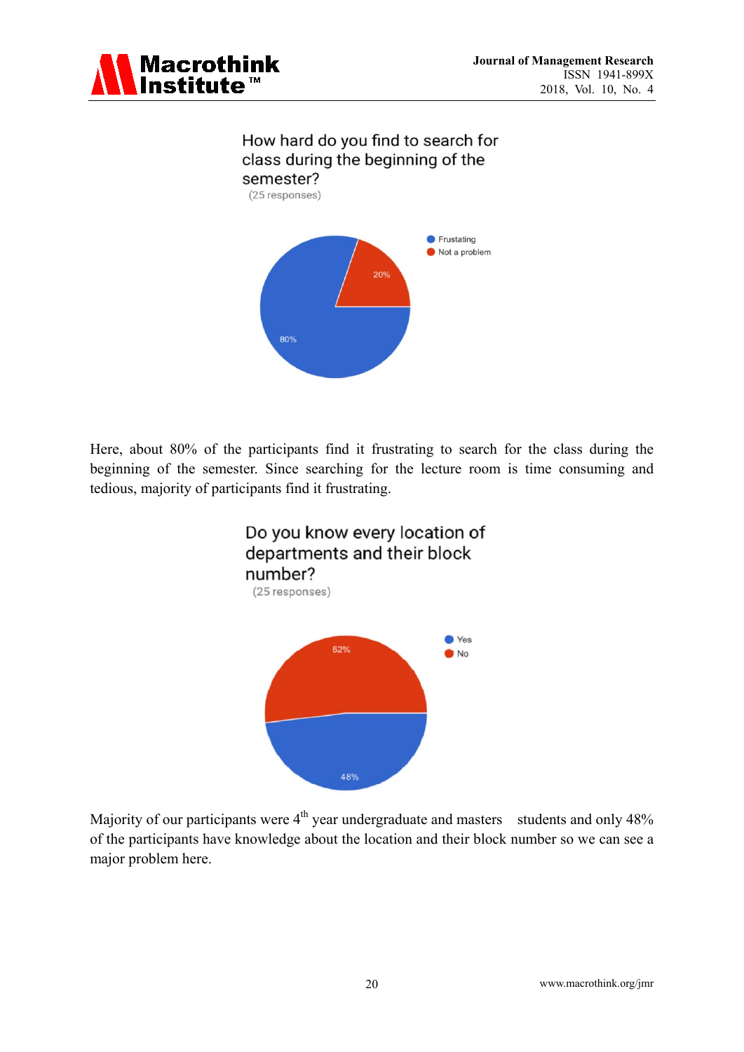How hard do you find to search for class during the beginning of the semester?

(25 responses)

- Frustating: 80%
- Not a problem: 20%

Here, about 80% of the participants find it frustrating to search for the class during the beginning of the semester. Since searching for the lecture room is time consuming and tedious, majority of participants find it frustrating.

Do you know every location of departments and their block number?

(25 responses)

- Yes: 48%
- No: 52%

Majority of our participants were 4th year undergraduate and masters students and only 48% of the participants have knowledge about the location and their block number so we can see a major problem here.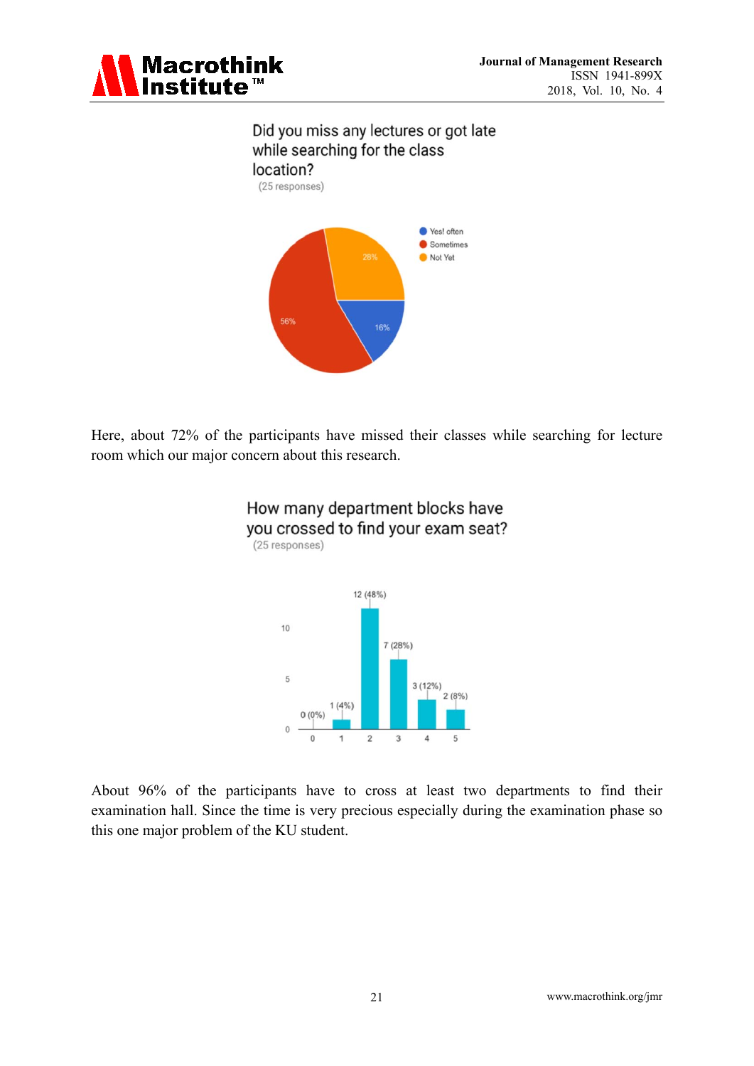Did you miss any lectures or got late while searching for the class location?

(25 responses)

- Yes! often: 16%
- Sometimes: 56%
- Not Yet: 28%

Here, about 72% of the participants have missed their classes while searching for lecture room which our major concern about this research.

How many department blocks have you crossed to find your exam seat?

(25 responses)

| Blocks | Responses |
|---|---|
| 0 | 0 (0%) |
| 1 | 1 (4%) |
| 2 | 12 (48%) |
| 3 | 7 (28%) |
| 4 | 3 (12%) |
| 5 | 2 (8%) |

About 96% of the participants have to cross at least two departments to find their examination hall. Since the time is very precious especially during the examination phase so this one major problem of the KU student.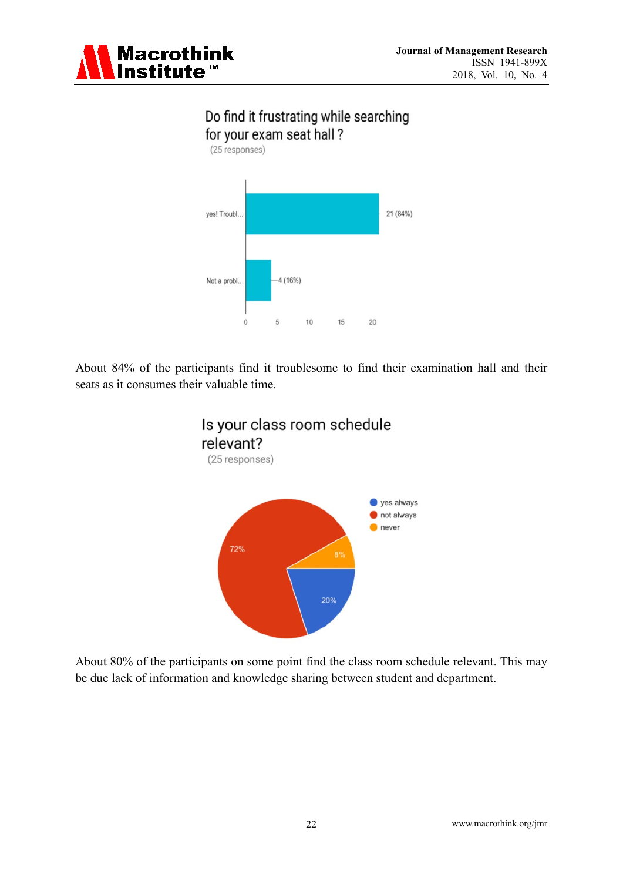Do find it frustrating while searching for your exam seat hall ?

(25 responses)

| Response | Count |
|---|---|
| yes! Troubl... | 21 (84%) |
| Not a probl... | 4 (16%) |

About 84% of the participants find it troublesome to find their examination hall and their seats as it consumes their valuable time.

Is your class room schedule relevant?

(25 responses)

| Response | Percentage |
|---|---|
| yes always | 20% |
| not always | 72% |
| never | 8% |

About 80% of the participants on some point find the class room schedule relevant. This may be due lack of information and knowledge sharing between student and department.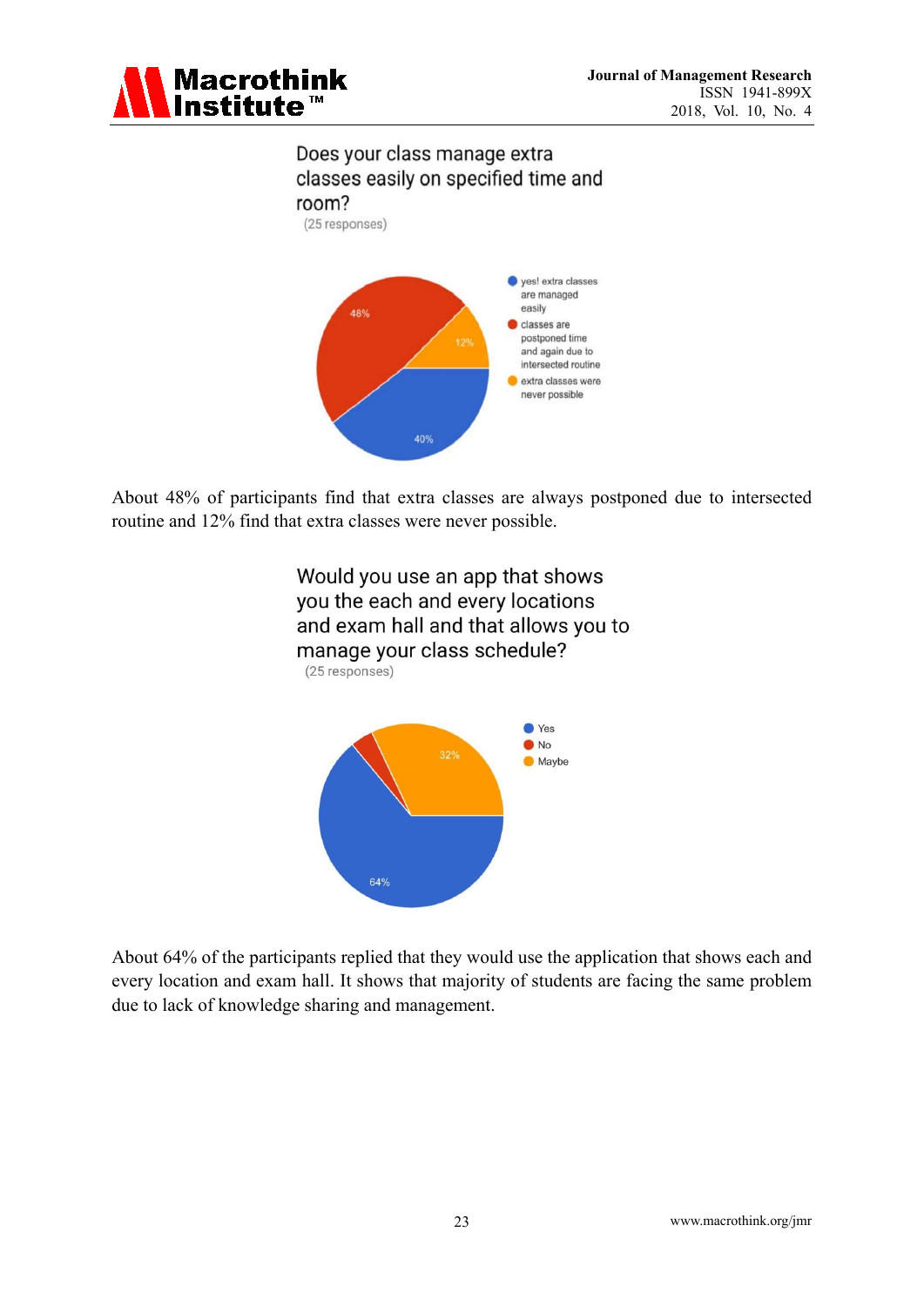Does your class manage extra classes easily on specified time and room?

(25 responses)

- yes! extra classes are managed easily: 40%
- classes are postponed time and again due to intersected routine: 48%
- extra classes were never possible: 12%

About 48% of participants find that extra classes are always postponed due to intersected routine and 12% find that extra classes were never possible.

Would you use an app that shows you the each and every locations and exam hall and that allows you to manage your class schedule?

(25 responses)

- Yes: 64%
- No
- Maybe: 32%

About 64% of the participants replied that they would use the application that shows each and every location and exam hall. It shows that majority of students are facing the same problem due to lack of knowledge sharing and management.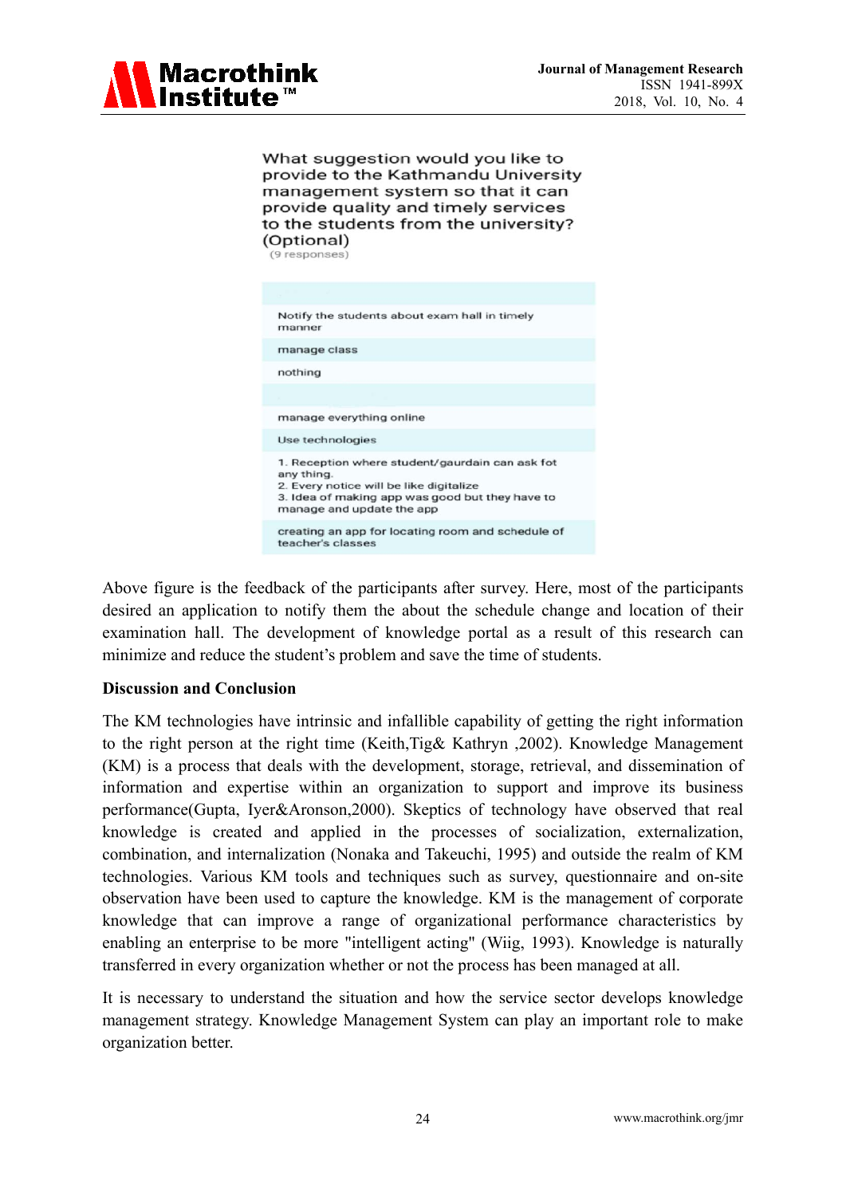What suggestion would you like to provide to the Kathmandu University management system so that it can provide quality and timely services to the students from the university? (Optional)

(9 responses)

| |
|---|
| |
| Notify the students about exam hall in timely manner |
| manage class |
| nothing |
| |
| manage everything online |
| Use technologies |
| 1. Reception where student/gaurdain can ask fot any thing. 2. Every notice will be like digitalize 3. Idea of making app was good but they have to manage and update the app |
| creating an app for locating room and schedule of teacher's classes |

Above figure is the feedback of the participants after survey. Here, most of the participants desired an application to notify them the about the schedule change and location of their examination hall. The development of knowledge portal as a result of this research can minimize and reduce the student's problem and save the time of students.

**Discussion and Conclusion**

The KM technologies have intrinsic and infallible capability of getting the right information to the right person at the right time (Keith,Tig& Kathryn ,2002). Knowledge Management (KM) is a process that deals with the development, storage, retrieval, and dissemination of information and expertise within an organization to support and improve its business performance(Gupta, Iyer&Aronson,2000). Skeptics of technology have observed that real knowledge is created and applied in the processes of socialization, externalization, combination, and internalization (Nonaka and Takeuchi, 1995) and outside the realm of KM technologies. Various KM tools and techniques such as survey, questionnaire and on-site observation have been used to capture the knowledge. KM is the management of corporate knowledge that can improve a range of organizational performance characteristics by enabling an enterprise to be more "intelligent acting" (Wiig, 1993). Knowledge is naturally transferred in every organization whether or not the process has been managed at all.

It is necessary to understand the situation and how the service sector develops knowledge management strategy. Knowledge Management System can play an important role to make organization better.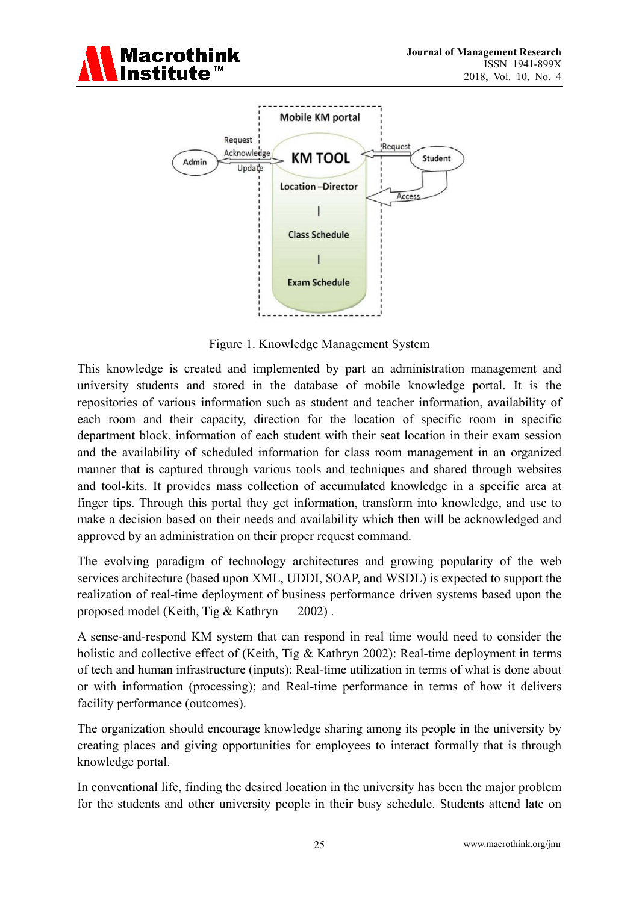Figure 1. Knowledge Management System

This knowledge is created and implemented by part an administration management and university students and stored in the database of mobile knowledge portal. It is the repositories of various information such as student and teacher information, availability of each room and their capacity, direction for the location of specific room in specific department block, information of each student with their seat location in their exam session and the availability of scheduled information for class room management in an organized manner that is captured through various tools and techniques and shared through websites and tool-kits. It provides mass collection of accumulated knowledge in a specific area at finger tips. Through this portal they get information, transform into knowledge, and use to make a decision based on their needs and availability which then will be acknowledged and approved by an administration on their proper request command.

The evolving paradigm of technology architectures and growing popularity of the web services architecture (based upon XML, UDDI, SOAP, and WSDL) is expected to support the realization of real-time deployment of business performance driven systems based upon the proposed model (Keith, Tig & Kathryn 2002) .

A sense-and-respond KM system that can respond in real time would need to consider the holistic and collective effect of (Keith, Tig & Kathryn 2002): Real-time deployment in terms of tech and human infrastructure (inputs); Real-time utilization in terms of what is done about or with information (processing); and Real-time performance in terms of how it delivers facility performance (outcomes).

The organization should encourage knowledge sharing among its people in the university by creating places and giving opportunities for employees to interact formally that is through knowledge portal.

In conventional life, finding the desired location in the university has been the major problem for the students and other university people in their busy schedule. Students attend late on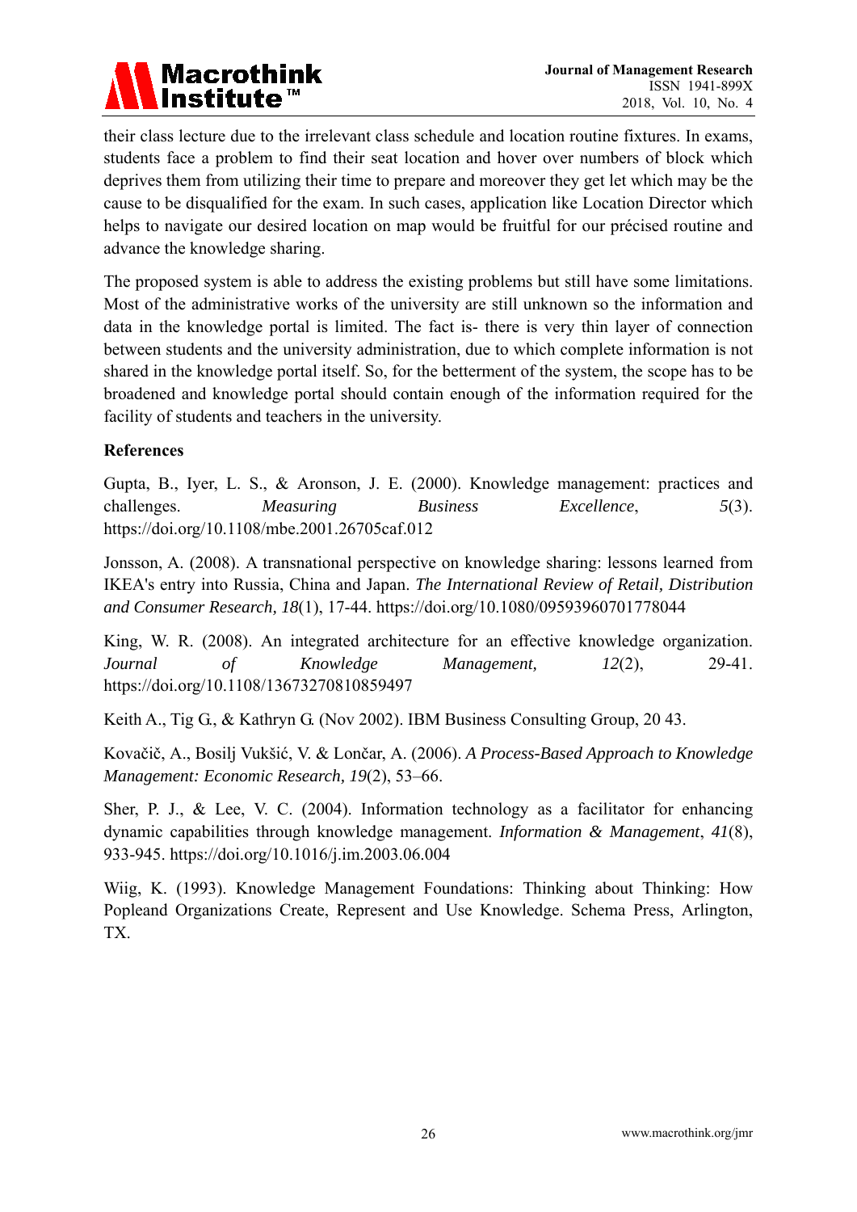their class lecture due to the irrelevant class schedule and location routine fixtures. In exams, students face a problem to find their seat location and hover over numbers of block which deprives them from utilizing their time to prepare and moreover they get let which may be the cause to be disqualified for the exam. In such cases, application like Location Director which helps to navigate our desired location on map would be fruitful for our précised routine and advance the knowledge sharing.

The proposed system is able to address the existing problems but still have some limitations. Most of the administrative works of the university are still unknown so the information and data in the knowledge portal is limited. The fact is- there is very thin layer of connection between students and the university administration, due to which complete information is not shared in the knowledge portal itself. So, for the betterment of the system, the scope has to be broadened and knowledge portal should contain enough of the information required for the facility of students and teachers in the university.

**References**

Gupta, B., Iyer, L. S., & Aronson, J. E. (2000). Knowledge management: practices and challenges. *Measuring Business Excellence*, *5*(3). https://doi.org/10.1108/mbe.2001.26705caf.012

Jonsson, A. (2008). A transnational perspective on knowledge sharing: lessons learned from IKEA's entry into Russia, China and Japan. *The International Review of Retail, Distribution and Consumer Research, 18*(1), 17-44. https://doi.org/10.1080/09593960701778044

King, W. R. (2008). An integrated architecture for an effective knowledge organization. *Journal of Knowledge Management, 12*(2), 29-41. https://doi.org/10.1108/13673270810859497

Keith A., Tig G., & Kathryn G. (Nov 2002). IBM Business Consulting Group, 20 43.

Kovačič, A., Bosilj Vukšić, V. & Lončar, A. (2006). *A Process-Based Approach to Knowledge Management: Economic Research, 19*(2), 53–66.

Sher, P. J., & Lee, V. C. (2004). Information technology as a facilitator for enhancing dynamic capabilities through knowledge management. *Information & Management*, *41*(8), 933-945. https://doi.org/10.1016/j.im.2003.06.004

Wiig, K. (1993). Knowledge Management Foundations: Thinking about Thinking: How Popleand Organizations Create, Represent and Use Knowledge. Schema Press, Arlington, TX.